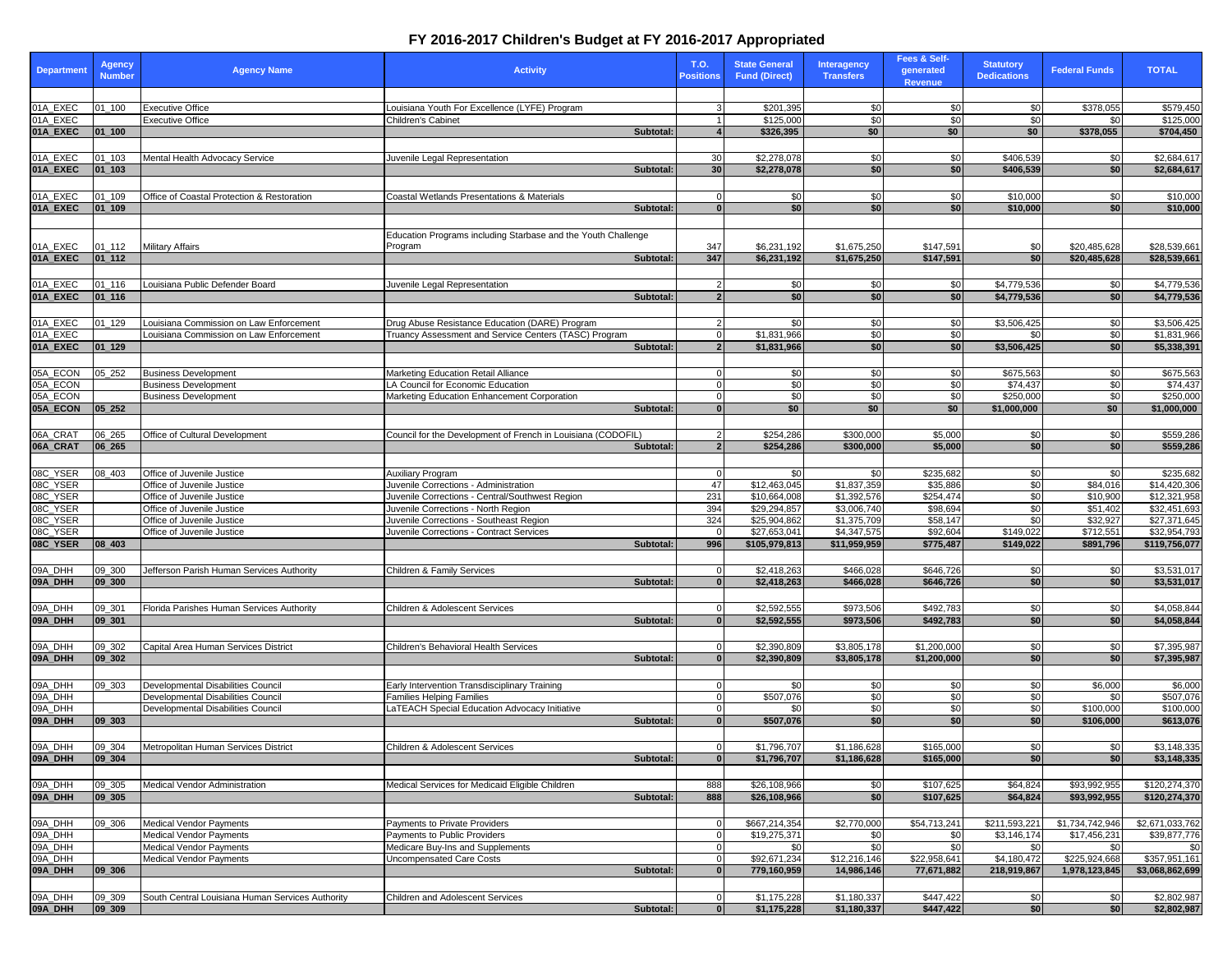# FY 2016-2017 Children's Budget at FY 2016-2017 Appropriated

| Department | Agency Number | Agency Name | Activity | T.O. Positions | State General Fund (Direct) | Interagency Transfers | Fees & Self-generated Revenue | Statutory Dedications | Federal Funds | TOTAL |
|---|---|---|---|---|---|---|---|---|---|---|
| 01A_EXEC | 01_100 | Executive Office | Louisiana Youth For Excellence (LYFE) Program | 3 | $201,395 | $0 | $0 | $0 | $378,055 | $579,450 |
| 01A_EXEC | | Executive Office | Children's Cabinet | 1 | $125,000 | $0 | $0 | $0 | $0 | $125,000 |
| **01A_EXEC** | **01_100** | | **Subtotal:** | **4** | **$326,395** | **$0** | **$0** | **$0** | **$378,055** | **$704,450** |
| 01A_EXEC | 01_103 | Mental Health Advocacy Service | Juvenile Legal Representation | 30 | $2,278,078 | $0 | $0 | $406,539 | $0 | $2,684,617 |
| **01A_EXEC** | **01_103** | | **Subtotal:** | **30** | **$2,278,078** | **$0** | **$0** | **$406,539** | **$0** | **$2,684,617** |
| 01A_EXEC | 01_109 | Office of Coastal Protection & Restoration | Coastal Wetlands Presentations & Materials | 0 | $0 | $0 | $0 | $10,000 | $0 | $10,000 |
| **01A_EXEC** | **01_109** | | **Subtotal:** | **0** | **$0** | **$0** | **$0** | **$10,000** | **$0** | **$10,000** |
| 01A_EXEC | 01_112 | Military Affairs | Education Programs including Starbase and the Youth Challenge Program | 347 | $6,231,192 | $1,675,250 | $147,591 | $0 | $20,485,628 | $28,539,661 |
| **01A_EXEC** | **01_112** | | **Subtotal:** | **347** | **$6,231,192** | **$1,675,250** | **$147,591** | **$0** | **$20,485,628** | **$28,539,661** |
| 01A_EXEC | 01_116 | Louisiana Public Defender Board | Juvenile Legal Representation | 2 | $0 | $0 | $0 | $4,779,536 | $0 | $4,779,536 |
| **01A_EXEC** | **01_116** | | **Subtotal:** | **2** | **$0** | **$0** | **$0** | **$4,779,536** | **$0** | **$4,779,536** |
| 01A_EXEC | 01_129 | Louisiana Commission on Law Enforcement | Drug Abuse Resistance Education (DARE) Program | 2 | $0 | $0 | $0 | $3,506,425 | $0 | $3,506,425 |
| 01A_EXEC | | Louisiana Commission on Law Enforcement | Truancy Assessment and Service Centers (TASC) Program | 0 | $1,831,966 | $0 | $0 | $0 | $0 | $1,831,966 |
| **01A_EXEC** | **01_129** | | **Subtotal:** | **2** | **$1,831,966** | **$0** | **$0** | **$3,506,425** | **$0** | **$5,338,391** |
| 05A_ECON | 05_252 | Business Development | Marketing Education Retail Alliance | 0 | $0 | $0 | $0 | $675,563 | $0 | $675,563 |
| 05A_ECON | | Business Development | LA Council for Economic Education | 0 | $0 | $0 | $0 | $74,437 | $0 | $74,437 |
| 05A_ECON | | Business Development | Marketing Education Enhancement Corporation | 0 | $0 | $0 | $0 | $250,000 | $0 | $250,000 |
| **05A_ECON** | **05_252** | | **Subtotal:** | **0** | **$0** | **$0** | **$0** | **$1,000,000** | **$0** | **$1,000,000** |
| 06A_CRAT | 06_265 | Office of Cultural Development | Council for the Development of French in Louisiana (CODOFIL) | 2 | $254,286 | $300,000 | $5,000 | $0 | $0 | $559,286 |
| **06A_CRAT** | **06_265** | | **Subtotal:** | **2** | **$254,286** | **$300,000** | **$5,000** | **$0** | **$0** | **$559,286** |
| 08C_YSER | 08_403 | Office of Juvenile Justice | Auxiliary Program | 0 | $0 | $0 | $235,682 | $0 | $0 | $235,682 |
| 08C_YSER | | Office of Juvenile Justice | Juvenile Corrections - Administration | 47 | $12,463,045 | $1,837,359 | $35,886 | $0 | $84,016 | $14,420,306 |
| 08C_YSER | | Office of Juvenile Justice | Juvenile Corrections - Central/Southwest Region | 231 | $10,664,008 | $1,392,576 | $254,474 | $0 | $10,900 | $12,321,958 |
| 08C_YSER | | Office of Juvenile Justice | Juvenile Corrections - North Region | 394 | $29,294,857 | $3,006,740 | $98,694 | $0 | $51,402 | $32,451,693 |
| 08C_YSER | | Office of Juvenile Justice | Juvenile Corrections - Southeast Region | 324 | $25,904,862 | $1,375,709 | $58,147 | $0 | $32,927 | $27,371,645 |
| 08C_YSER | | Office of Juvenile Justice | Juvenile Corrections - Contract Services | 0 | $27,653,041 | $4,347,575 | $92,604 | $149,022 | $712,551 | $32,954,793 |
| **08C_YSER** | **08_403** | | **Subtotal:** | **996** | **$105,979,813** | **$11,959,959** | **$775,487** | **$149,022** | **$891,796** | **$119,756,077** |
| 09A_DHH | 09_300 | Jefferson Parish Human Services Authority | Children & Family Services | 0 | $2,418,263 | $466,028 | $646,726 | $0 | $0 | $3,531,017 |
| **09A_DHH** | **09_300** | | **Subtotal:** | **0** | **$2,418,263** | **$466,028** | **$646,726** | **$0** | **$0** | **$3,531,017** |
| 09A_DHH | 09_301 | Florida Parishes Human Services Authority | Children & Adolescent Services | 0 | $2,592,555 | $973,506 | $492,783 | $0 | $0 | $4,058,844 |
| **09A_DHH** | **09_301** | | **Subtotal:** | **0** | **$2,592,555** | **$973,506** | **$492,783** | **$0** | **$0** | **$4,058,844** |
| 09A_DHH | 09_302 | Capital Area Human Services District | Children's Behavioral Health Services | 0 | $2,390,809 | $3,805,178 | $1,200,000 | $0 | $0 | $7,395,987 |
| **09A_DHH** | **09_302** | | **Subtotal:** | **0** | **$2,390,809** | **$3,805,178** | **$1,200,000** | **$0** | **$0** | **$7,395,987** |
| 09A_DHH | 09_303 | Developmental Disabilities Council | Early Intervention Transdisciplinary Training | 0 | $0 | $0 | $0 | $0 | $6,000 | $6,000 |
| 09A_DHH | | Developmental Disabilities Council | Families Helping Families | 0 | $507,076 | $0 | $0 | $0 | $0 | $507,076 |
| 09A_DHH | | Developmental Disabilities Council | LaTEACH Special Education Advocacy Initiative | 0 | $0 | $0 | $0 | $0 | $100,000 | $100,000 |
| **09A_DHH** | **09_303** | | **Subtotal:** | **0** | **$507,076** | **$0** | **$0** | **$0** | **$106,000** | **$613,076** |
| 09A_DHH | 09_304 | Metropolitan Human Services District | Children & Adolescent Services | 0 | $1,796,707 | $1,186,628 | $165,000 | $0 | $0 | $3,148,335 |
| **09A_DHH** | **09_304** | | **Subtotal:** | **0** | **$1,796,707** | **$1,186,628** | **$165,000** | **$0** | **$0** | **$3,148,335** |
| 09A_DHH | 09_305 | Medical Vendor Administration | Medical Services for Medicaid Eligible Children | 888 | $26,108,966 | $0 | $107,625 | $64,824 | $93,992,955 | $120,274,370 |
| **09A_DHH** | **09_305** | | **Subtotal:** | **888** | **$26,108,966** | **$0** | **$107,625** | **$64,824** | **$93,992,955** | **$120,274,370** |
| 09A_DHH | 09_306 | Medical Vendor Payments | Payments to Private Providers | 0 | $667,214,354 | $2,770,000 | $54,713,241 | $211,593,221 | $1,734,742,946 | $2,671,033,762 |
| 09A_DHH | | Medical Vendor Payments | Payments to Public Providers | 0 | $19,275,371 | $0 | $0 | $3,146,174 | $17,456,231 | $39,877,776 |
| 09A_DHH | | Medical Vendor Payments | Medicare Buy-Ins and Supplements | 0 | $0 | $0 | $0 | $0 | $0 | $0 |
| 09A_DHH | | Medical Vendor Payments | Uncompensated Care Costs | 0 | $92,671,234 | $12,216,146 | $22,958,641 | $4,180,472 | $225,924,668 | $357,951,161 |
| **09A_DHH** | **09_306** | | **Subtotal:** | **0** | **779,160,959** | **14,986,146** | **77,671,882** | **218,919,867** | **1,978,123,845** | **$3,068,862,699** |
| 09A_DHH | 09_309 | South Central Louisiana Human Services Authority | Children and Adolescent Services | 0 | $1,175,228 | $1,180,337 | $447,422 | $0 | $0 | $2,802,987 |
| **09A_DHH** | **09_309** | | **Subtotal:** | **0** | **$1,175,228** | **$1,180,337** | **$447,422** | **$0** | **$0** | **$2,802,987** |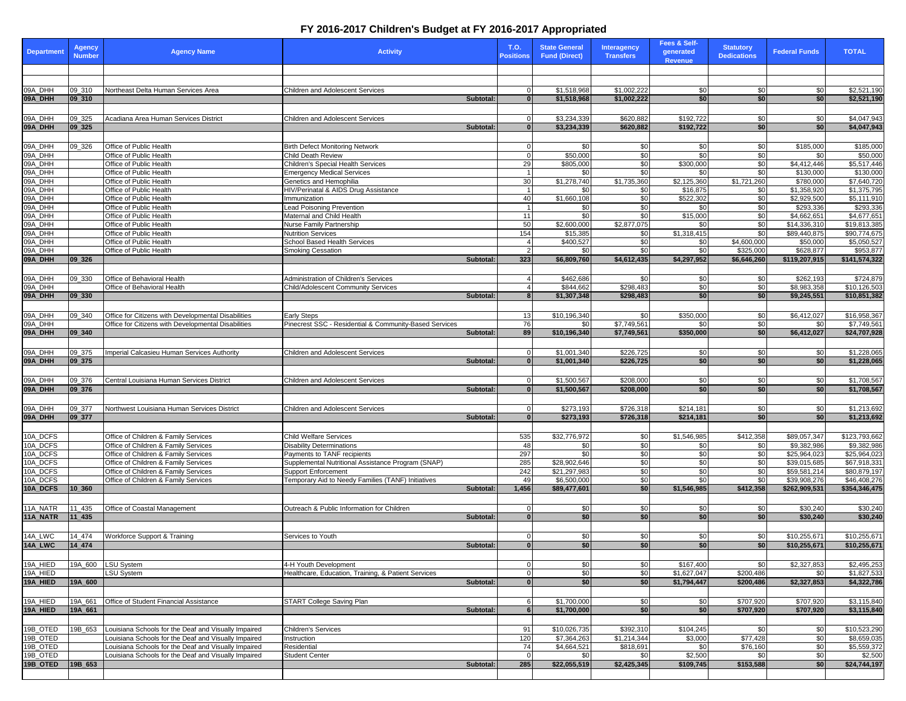# FY 2016-2017 Children's Budget at FY 2016-2017 Appropriated

| Department | Agency Number | Agency Name | Activity | T.O. Positions | State General Fund (Direct) | Interagency Transfers | Fees & Self-generated Revenue | Statutory Dedications | Federal Funds | TOTAL |
|---|---|---|---|---|---|---|---|---|---|---|
| 09A_DHH | 09_310 | Northeast Delta Human Services Area | Children and Adolescent Services | 0 | $1,518,968 | $1,002,222 | $0 | $0 | $0 | $2,521,190 |
| **09A_DHH** | **09_310** | | **Subtotal:** | **0** | **$1,518,968** | **$1,002,222** | **$0** | **$0** | **$0** | **$2,521,190** |
| 09A_DHH | 09_325 | Acadiana Area Human Services District | Children and Adolescent Services | 0 | $3,234,339 | $620,882 | $192,722 | $0 | $0 | $4,047,943 |
| **09A_DHH** | **09_325** | | **Subtotal:** | **0** | **$3,234,339** | **$620,882** | **$192,722** | **$0** | **$0** | **$4,047,943** |
| 09A_DHH | 09_326 | Office of Public Health | Birth Defect Monitoring Network | 0 | $0 | $0 | $0 | $0 | $185,000 | $185,000 |
| 09A_DHH | | Office of Public Health | Child Death Review | 0 | $50,000 | $0 | $0 | $0 | $0 | $50,000 |
| 09A_DHH | | Office of Public Health | Children's Special Health Services | 29 | $805,000 | $0 | $300,000 | $0 | $4,412,446 | $5,517,446 |
| 09A_DHH | | Office of Public Health | Emergency Medical Services | 1 | $0 | $0 | $0 | $0 | $130,000 | $130,000 |
| 09A_DHH | | Office of Public Health | Genetics and Hemophilia | 30 | $1,278,740 | $1,735,360 | $2,125,360 | $1,721,260 | $780,000 | $7,640,720 |
| 09A_DHH | | Office of Public Health | HIV/Perinatal & AIDS Drug Assistance | 1 | $0 | $0 | $16,875 | $0 | $1,358,920 | $1,375,795 |
| 09A_DHH | | Office of Public Health | Immunization | 40 | $1,660,108 | $0 | $522,302 | $0 | $2,929,500 | $5,111,910 |
| 09A_DHH | | Office of Public Health | Lead Poisoning Prevention | 1 | $0 | $0 | $0 | $0 | $293,336 | $293,336 |
| 09A_DHH | | Office of Public Health | Maternal and Child Health | 11 | $0 | $0 | $15,000 | $0 | $4,662,651 | $4,677,651 |
| 09A_DHH | | Office of Public Health | Nurse Family Partnership | 50 | $2,600,000 | $2,877,075 | $0 | $0 | $14,336,310 | $19,813,385 |
| 09A_DHH | | Office of Public Health | Nutrition Services | 154 | $15,385 | $0 | $1,318,415 | $0 | $89,440,875 | $90,774,675 |
| 09A_DHH | | Office of Public Health | School Based Health Services | 4 | $400,527 | $0 | $0 | $4,600,000 | $50,000 | $5,050,527 |
| 09A_DHH | | Office of Public Health | Smoking Cessation | 2 | $0 | $0 | $0 | $325,000 | $628,877 | $953,877 |
| **09A_DHH** | **09_326** | | **Subtotal:** | **323** | **$6,809,760** | **$4,612,435** | **$4,297,952** | **$6,646,260** | **$119,207,915** | **$141,574,322** |
| 09A_DHH | 09_330 | Office of Behavioral Health | Administration of Children's Services | 4 | $462,686 | $0 | $0 | $0 | $262,193 | $724,879 |
| 09A_DHH | | Office of Behavioral Health | Child/Adolescent Community Services | 4 | $844,662 | $298,483 | $0 | $0 | $8,983,358 | $10,126,503 |
| **09A_DHH** | **09_330** | | **Subtotal:** | **8** | **$1,307,348** | **$298,483** | **$0** | **$0** | **$9,245,551** | **$10,851,382** |
| 09A_DHH | 09_340 | Office for Citizens with Developmental Disabilities | Early Steps | 13 | $10,196,340 | $0 | $350,000 | $0 | $6,412,027 | $16,958,367 |
| 09A_DHH | | Office for Citizens with Developmental Disabilities | Pinecrest SSC - Residential & Community-Based Services | 76 | $0 | $7,749,561 | $0 | $0 | $0 | $7,749,561 |
| **09A_DHH** | **09_340** | | **Subtotal:** | **89** | **$10,196,340** | **$7,749,561** | **$350,000** | **$0** | **$6,412,027** | **$24,707,928** |
| 09A_DHH | 09_375 | Imperial Calcasieu Human Services Authority | Children and Adolescent Services | 0 | $1,001,340 | $226,725 | $0 | $0 | $0 | $1,228,065 |
| **09A_DHH** | **09_375** | | **Subtotal:** | **0** | **$1,001,340** | **$226,725** | **$0** | **$0** | **$0** | **$1,228,065** |
| 09A_DHH | 09_376 | Central Louisiana Human Services District | Children and Adolescent Services | 0 | $1,500,567 | $208,000 | $0 | $0 | $0 | $1,708,567 |
| **09A_DHH** | **09_376** | | **Subtotal:** | **0** | **$1,500,567** | **$208,000** | **$0** | **$0** | **$0** | **$1,708,567** |
| 09A_DHH | 09_377 | Northwest Louisiana Human Services District | Children and Adolescent Services | 0 | $273,193 | $726,318 | $214,181 | $0 | $0 | $1,213,692 |
| **09A_DHH** | **09_377** | | **Subtotal:** | **0** | **$273,193** | **$726,318** | **$214,181** | **$0** | **$0** | **$1,213,692** |
| 10A_DCFS | | Office of Children & Family Services | Child Welfare Services | 535 | $32,776,972 | $0 | $1,546,985 | $412,358 | $89,057,347 | $123,793,662 |
| 10A_DCFS | | Office of Children & Family Services | Disability Determinations | 48 | $0 | $0 | $0 | $0 | $9,382,986 | $9,382,986 |
| 10A_DCFS | | Office of Children & Family Services | Payments to TANF recipients | 297 | $0 | $0 | $0 | $0 | $25,964,023 | $25,964,023 |
| 10A_DCFS | | Office of Children & Family Services | Supplemental Nutritional Assistance Program (SNAP) | 285 | $28,902,646 | $0 | $0 | $0 | $39,015,685 | $67,918,331 |
| 10A_DCFS | | Office of Children & Family Services | Support Enforcement | 242 | $21,297,983 | $0 | $0 | $0 | $59,581,214 | $80,879,197 |
| 10A_DCFS | | Office of Children & Family Services | Temporary Aid to Needy Families (TANF) Initiatives | 49 | $6,500,000 | $0 | $0 | $0 | $39,908,276 | $46,408,276 |
| **10A_DCFS** | **10_360** | | **Subtotal:** | **1,456** | **$89,477,601** | **$0** | **$1,546,985** | **$412,358** | **$262,909,531** | **$354,346,475** |
| 11A_NATR | 11_435 | Office of Coastal Management | Outreach & Public Information for Children | 0 | $0 | $0 | $0 | $0 | $30,240 | $30,240 |
| **11A_NATR** | **11_435** | | **Subtotal:** | **0** | **$0** | **$0** | **$0** | **$0** | **$30,240** | **$30,240** |
| 14A_LWC | 14_474 | Workforce Support & Training | Services to Youth | 0 | $0 | $0 | $0 | $0 | $10,255,671 | $10,255,671 |
| **14A_LWC** | **14_474** | | **Subtotal:** | **0** | **$0** | **$0** | **$0** | **$0** | **$10,255,671** | **$10,255,671** |
| 19A_HIED | 19A_600 | LSU System | 4-H Youth Development | 0 | $0 | $0 | $167,400 | $0 | $2,327,853 | $2,495,253 |
| 19A_HIED | | LSU System | Healthcare, Education, Training, & Patient Services | 0 | $0 | $0 | $1,627,047 | $200,486 | $0 | $1,827,533 |
| **19A_HIED** | **19A_600** | | **Subtotal:** | **0** | **$0** | **$0** | **$1,794,447** | **$200,486** | **$2,327,853** | **$4,322,786** |
| 19A_HIED | 19A_661 | Office of Student Financial Assistance | START College Saving Plan | 6 | $1,700,000 | $0 | $0 | $707,920 | $707,920 | $3,115,840 |
| **19A_HIED** | **19A_661** | | **Subtotal:** | **6** | **$1,700,000** | **$0** | **$0** | **$707,920** | **$707,920** | **$3,115,840** |
| 19B_OTED | 19B_653 | Louisiana Schools for the Deaf and Visually Impaired | Children's Services | 91 | $10,026,735 | $392,310 | $104,245 | $0 | $0 | $10,523,290 |
| 19B_OTED | | Louisiana Schools for the Deaf and Visually Impaired | Instruction | 120 | $7,364,263 | $1,214,344 | $3,000 | $77,428 | $0 | $8,659,035 |
| 19B_OTED | | Louisiana Schools for the Deaf and Visually Impaired | Residential | 74 | $4,664,521 | $818,691 | $0 | $76,160 | $0 | $5,559,372 |
| 19B_OTED | | Louisiana Schools for the Deaf and Visually Impaired | Student Center | 0 | $0 | $0 | $2,500 | $0 | $0 | $2,500 |
| **19B_OTED** | **19B_653** | | **Subtotal:** | **285** | **$22,055,519** | **$2,425,345** | **$109,745** | **$153,588** | **$0** | **$24,744,197** |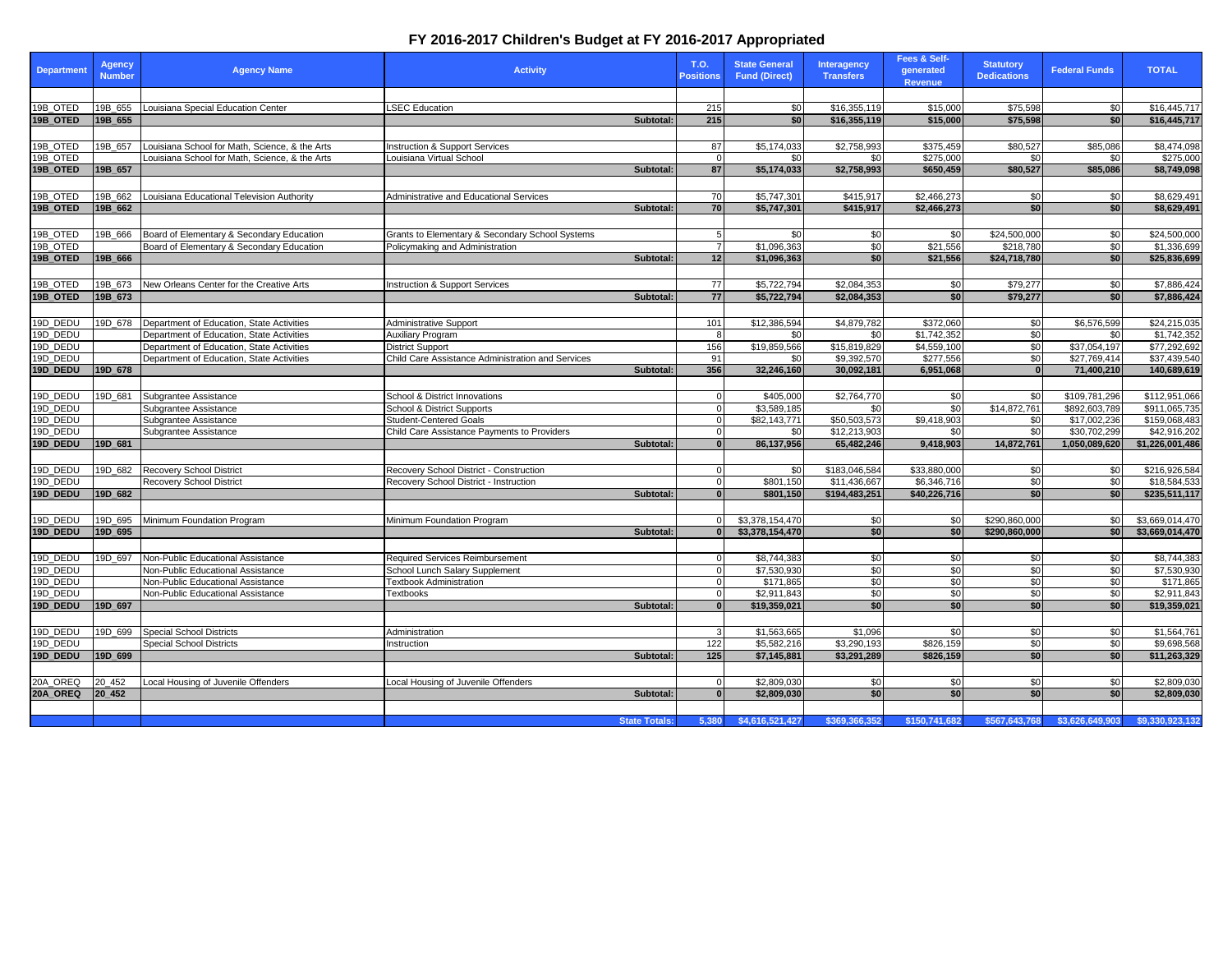# FY 2016-2017 Children's Budget at FY 2016-2017 Appropriated

| Department | Agency Number | Agency Name | Activity | T.O. Positions | State General Fund (Direct) | Interagency Transfers | Fees & Self-generated Revenue | Statutory Dedications | Federal Funds | TOTAL |
|---|---|---|---|---|---|---|---|---|---|---|
| 19B_OTED | 19B_655 | Louisiana Special Education Center | LSEC Education | 215 | $0 | $16,355,119 | $15,000 | $75,598 | $0 | $16,445,717 |
| **19B_OTED** | **19B_655** | | **Subtotal:** | **215** | **$0** | **$16,355,119** | **$15,000** | **$75,598** | **$0** | **$16,445,717** |
| 19B_OTED | 19B_657 | Louisiana School for Math, Science, & the Arts | Instruction & Support Services | 87 | $5,174,033 | $2,758,993 | $375,459 | $80,527 | $85,086 | $8,474,098 |
| 19B_OTED | | Louisiana School for Math, Science, & the Arts | Louisiana Virtual School | 0 | $0 | $0 | $275,000 | $0 | $0 | $275,000 |
| **19B_OTED** | **19B_657** | | **Subtotal:** | **87** | **$5,174,033** | **$2,758,993** | **$650,459** | **$80,527** | **$85,086** | **$8,749,098** |
| 19B_OTED | 19B_662 | Louisiana Educational Television Authority | Administrative and Educational Services | 70 | $5,747,301 | $415,917 | $2,466,273 | $0 | $0 | $8,629,491 |
| **19B_OTED** | **19B_662** | | **Subtotal:** | **70** | **$5,747,301** | **$415,917** | **$2,466,273** | **$0** | **$0** | **$8,629,491** |
| 19B_OTED | 19B_666 | Board of Elementary & Secondary Education | Grants to Elementary & Secondary School Systems | 5 | $0 | $0 | $0 | $24,500,000 | $0 | $24,500,000 |
| 19B_OTED | | Board of Elementary & Secondary Education | Policymaking and Administration | 7 | $1,096,363 | $0 | $21,556 | $218,780 | $0 | $1,336,699 |
| **19B_OTED** | **19B_666** | | **Subtotal:** | **12** | **$1,096,363** | **$0** | **$21,556** | **$24,718,780** | **$0** | **$25,836,699** |
| 19B_OTED | 19B_673 | New Orleans Center for the Creative Arts | Instruction & Support Services | 77 | $5,722,794 | $2,084,353 | $0 | $79,277 | $0 | $7,886,424 |
| **19B_OTED** | **19B_673** | | **Subtotal:** | **77** | **$5,722,794** | **$2,084,353** | **$0** | **$79,277** | **$0** | **$7,886,424** |
| 19D_DEDU | 19D_678 | Department of Education, State Activities | Administrative Support | 101 | $12,386,594 | $4,879,782 | $372,060 | $0 | $6,576,599 | $24,215,035 |
| 19D_DEDU | | Department of Education, State Activities | Auxiliary Program | 8 | $0 | $0 | $1,742,352 | $0 | $0 | $1,742,352 |
| 19D_DEDU | | Department of Education, State Activities | District Support | 156 | $19,859,566 | $15,819,829 | $4,559,100 | $0 | $37,054,197 | $77,292,692 |
| 19D_DEDU | | Department of Education, State Activities | Child Care Assistance Administration and Services | 91 | $0 | $9,392,570 | $277,556 | $0 | $27,769,414 | $37,439,540 |
| **19D_DEDU** | **19D_678** | | **Subtotal:** | **356** | **32,246,160** | **30,092,181** | **6,951,068** | **0** | **71,400,210** | **140,689,619** |
| 19D_DEDU | 19D_681 | Subgrantee Assistance | School & District Innovations | 0 | $405,000 | $2,764,770 | $0 | $0 | $109,781,296 | $112,951,066 |
| 19D_DEDU | | Subgrantee Assistance | School & District Supports | 0 | $3,589,185 | $0 | $0 | $14,872,761 | $892,603,789 | $911,065,735 |
| 19D_DEDU | | Subgrantee Assistance | Student-Centered Goals | 0 | $82,143,771 | $50,503,573 | $9,418,903 | $0 | $17,002,236 | $159,068,483 |
| 19D_DEDU | | Subgrantee Assistance | Child Care Assistance Payments to Providers | 0 | $0 | $12,213,903 | $0 | $0 | $30,702,299 | $42,916,202 |
| **19D_DEDU** | **19D_681** | | **Subtotal:** | **0** | **86,137,956** | **65,482,246** | **9,418,903** | **14,872,761** | **1,050,089,620** | **$1,226,001,486** |
| 19D_DEDU | 19D_682 | Recovery School District | Recovery School District - Construction | 0 | $0 | $183,046,584 | $33,880,000 | $0 | $0 | $216,926,584 |
| 19D_DEDU | | Recovery School District | Recovery School District - Instruction | 0 | $801,150 | $11,436,667 | $6,346,716 | $0 | $0 | $18,584,533 |
| **19D_DEDU** | **19D_682** | | **Subtotal:** | **0** | **$801,150** | **$194,483,251** | **$40,226,716** | **$0** | **$0** | **$235,511,117** |
| 19D_DEDU | 19D_695 | Minimum Foundation Program | Minimum Foundation Program | 0 | $3,378,154,470 | $0 | $0 | $290,860,000 | $0 | $3,669,014,470 |
| **19D_DEDU** | **19D_695** | | **Subtotal:** | **0** | **$3,378,154,470** | **$0** | **$0** | **$290,860,000** | **$0** | **$3,669,014,470** |
| 19D_DEDU | 19D_697 | Non-Public Educational Assistance | Required Services Reimbursement | 0 | $8,744,383 | $0 | $0 | $0 | $0 | $8,744,383 |
| 19D_DEDU | | Non-Public Educational Assistance | School Lunch Salary Supplement | 0 | $7,530,930 | $0 | $0 | $0 | $0 | $7,530,930 |
| 19D_DEDU | | Non-Public Educational Assistance | Textbook Administration | 0 | $171,865 | $0 | $0 | $0 | $0 | $171,865 |
| 19D_DEDU | | Non-Public Educational Assistance | Textbooks | 0 | $2,911,843 | $0 | $0 | $0 | $0 | $2,911,843 |
| **19D_DEDU** | **19D_697** | | **Subtotal:** | **0** | **$19,359,021** | **$0** | **$0** | **$0** | **$0** | **$19,359,021** |
| 19D_DEDU | 19D_699 | Special School Districts | Administration | 3 | $1,563,665 | $1,096 | $0 | $0 | $0 | $1,564,761 |
| 19D_DEDU | | Special School Districts | Instruction | 122 | $5,582,216 | $3,290,193 | $826,159 | $0 | $0 | $9,698,568 |
| **19D_DEDU** | **19D_699** | | **Subtotal:** | **125** | **$7,145,881** | **$3,291,289** | **$826,159** | **$0** | **$0** | **$11,263,329** |
| 20A_OREQ | 20_452 | Local Housing of Juvenile Offenders | Local Housing of Juvenile Offenders | 0 | $2,809,030 | $0 | $0 | $0 | $0 | $2,809,030 |
| **20A_OREQ** | **20_452** | | **Subtotal:** | **0** | **$2,809,030** | **$0** | **$0** | **$0** | **$0** | **$2,809,030** |
| | | | **State Totals:** | **5,380** | **$4,616,521,427** | **$369,366,352** | **$150,741,682** | **$567,643,768** | **$3,626,649,903** | **$9,330,923,132** |